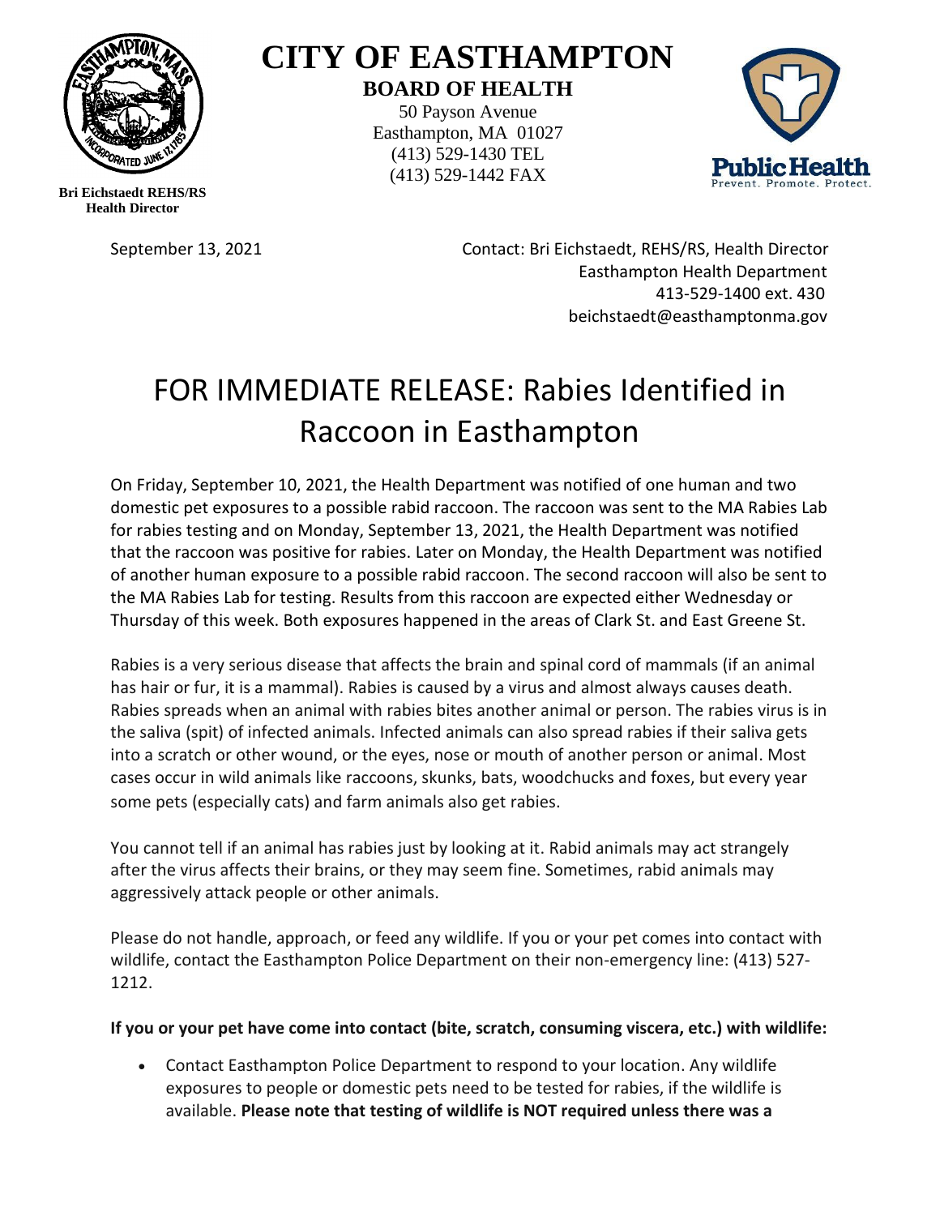# CITY OF EASTHAMPTON

**BOARD OF HEALTH**

50 Payson Avenue
Easthampton, MA 01027
(413) 529-1430 TEL
(413) 529-1442 FAX

**Bri Eichstaedt REHS/RS**
**Health Director**

September 13, 2021

Contact: Bri Eichstaedt, REHS/RS, Health Director
Easthampton Health Department
413-529-1400 ext. 430
beichstaedt@easthamptonma.gov

# FOR IMMEDIATE RELEASE: Rabies Identified in Raccoon in Easthampton

On Friday, September 10, 2021, the Health Department was notified of one human and two domestic pet exposures to a possible rabid raccoon. The raccoon was sent to the MA Rabies Lab for rabies testing and on Monday, September 13, 2021, the Health Department was notified that the raccoon was positive for rabies. Later on Monday, the Health Department was notified of another human exposure to a possible rabid raccoon. The second raccoon will also be sent to the MA Rabies Lab for testing. Results from this raccoon are expected either Wednesday or Thursday of this week. Both exposures happened in the areas of Clark St. and East Greene St.

Rabies is a very serious disease that affects the brain and spinal cord of mammals (if an animal has hair or fur, it is a mammal). Rabies is caused by a virus and almost always causes death. Rabies spreads when an animal with rabies bites another animal or person. The rabies virus is in the saliva (spit) of infected animals. Infected animals can also spread rabies if their saliva gets into a scratch or other wound, or the eyes, nose or mouth of another person or animal. Most cases occur in wild animals like raccoons, skunks, bats, woodchucks and foxes, but every year some pets (especially cats) and farm animals also get rabies.

You cannot tell if an animal has rabies just by looking at it. Rabid animals may act strangely after the virus affects their brains, or they may seem fine. Sometimes, rabid animals may aggressively attack people or other animals.

Please do not handle, approach, or feed any wildlife. If you or your pet comes into contact with wildlife, contact the Easthampton Police Department on their non-emergency line: (413) 527-1212.

**If you or your pet have come into contact (bite, scratch, consuming viscera, etc.) with wildlife:**

- Contact Easthampton Police Department to respond to your location. Any wildlife exposures to people or domestic pets need to be tested for rabies, if the wildlife is available. **Please note that testing of wildlife is NOT required unless there was a**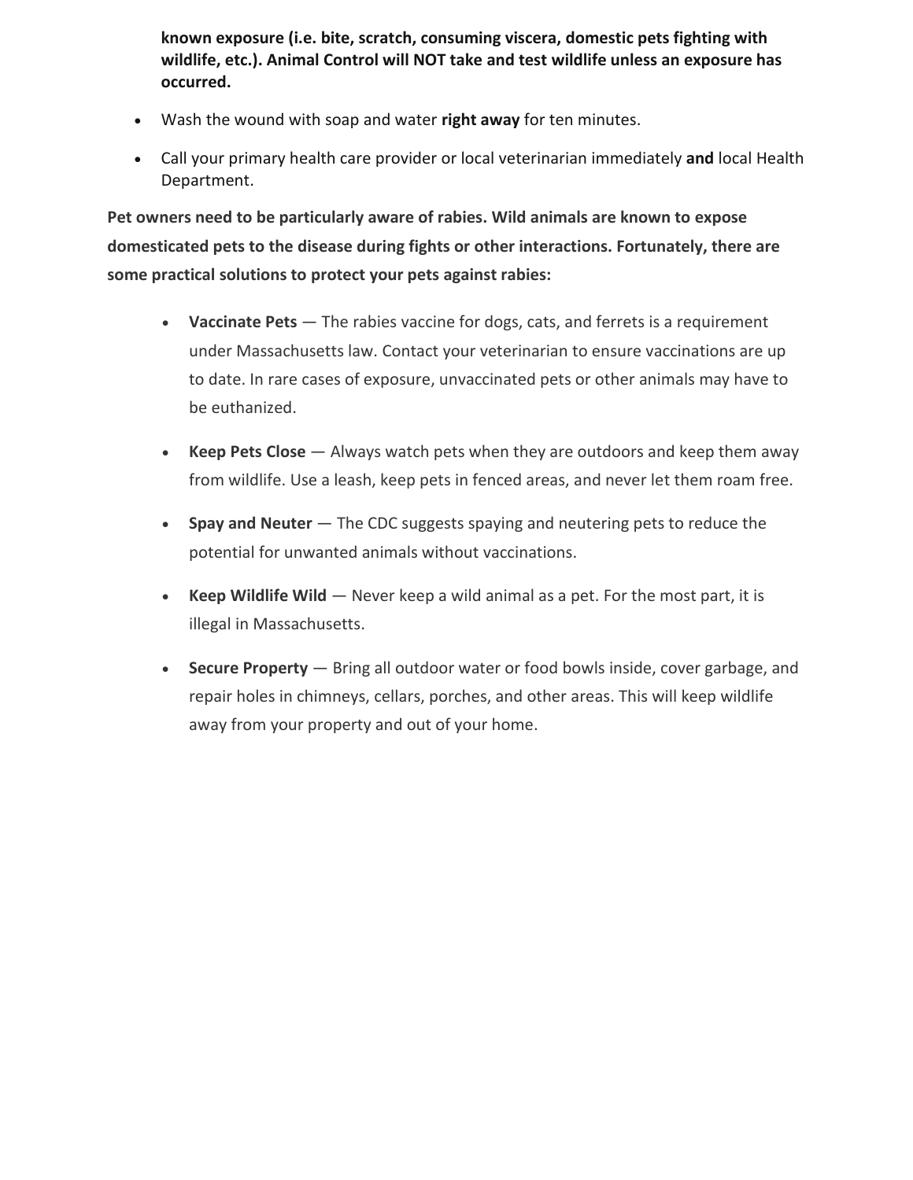**known exposure (i.e. bite, scratch, consuming viscera, domestic pets fighting with wildlife, etc.). Animal Control will NOT take and test wildlife unless an exposure has occurred.**

- Wash the wound with soap and water **right away** for ten minutes.
- Call your primary health care provider or local veterinarian immediately **and** local Health Department.

**Pet owners need to be particularly aware of rabies. Wild animals are known to expose domesticated pets to the disease during fights or other interactions. Fortunately, there are some practical solutions to protect your pets against rabies:**

- **Vaccinate Pets** — The rabies vaccine for dogs, cats, and ferrets is a requirement under Massachusetts law. Contact your veterinarian to ensure vaccinations are up to date. In rare cases of exposure, unvaccinated pets or other animals may have to be euthanized.
- **Keep Pets Close** — Always watch pets when they are outdoors and keep them away from wildlife. Use a leash, keep pets in fenced areas, and never let them roam free.
- **Spay and Neuter** — The CDC suggests spaying and neutering pets to reduce the potential for unwanted animals without vaccinations.
- **Keep Wildlife Wild** — Never keep a wild animal as a pet. For the most part, it is illegal in Massachusetts.
- **Secure Property** — Bring all outdoor water or food bowls inside, cover garbage, and repair holes in chimneys, cellars, porches, and other areas. This will keep wildlife away from your property and out of your home.